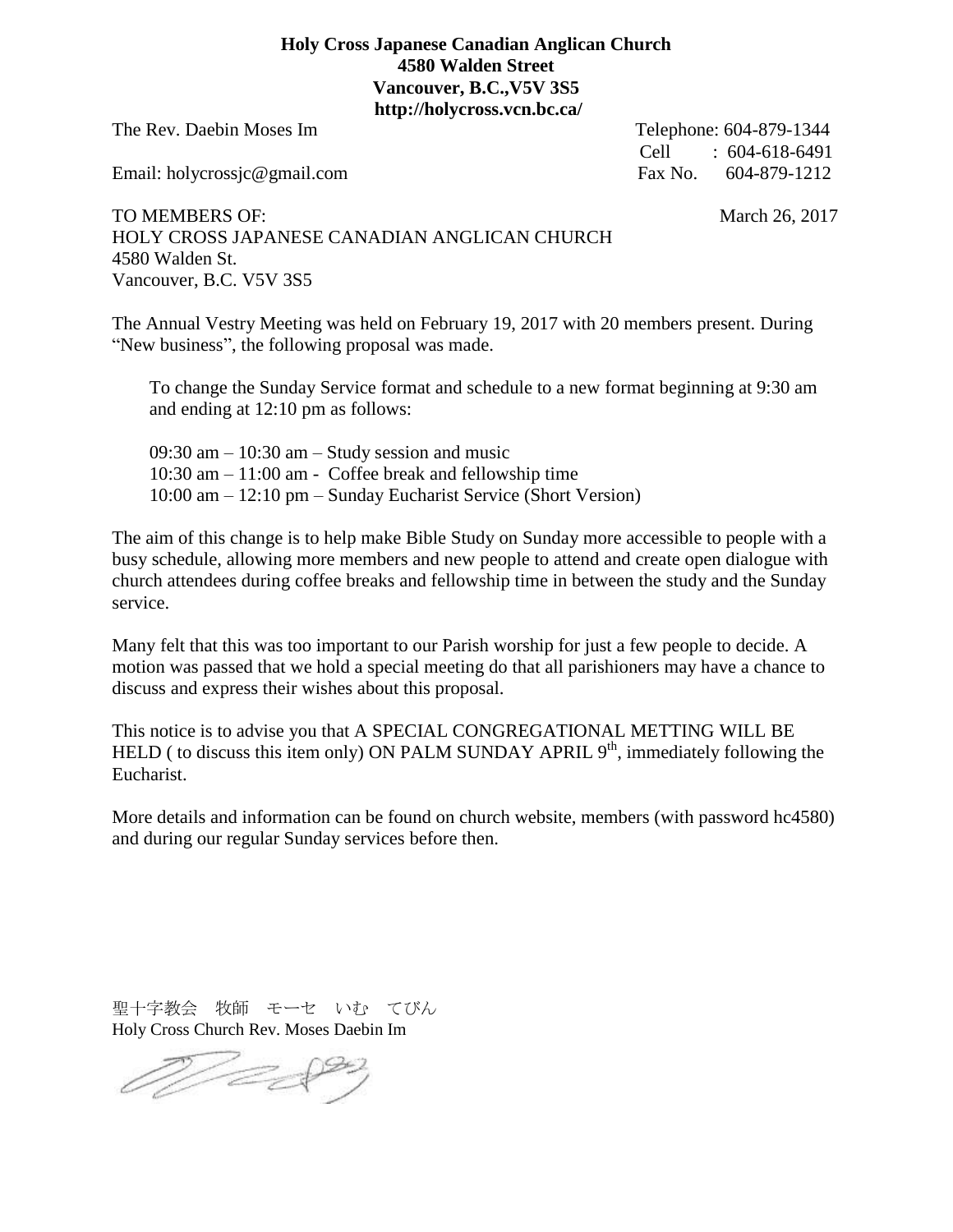**Holy Cross Japanese Canadian Anglican Church**
**4580 Walden Street**
**Vancouver, B.C.,V5V 3S5**
**http://holycross.vcn.bc.ca/**

The Rev. Daebin Moses Im

Email: holycrossjc@gmail.com

Telephone: 604-879-1344
Cell : 604-618-6491
Fax No. 604-879-1212

TO MEMBERS OF:
HOLY CROSS JAPANESE CANADIAN ANGLICAN CHURCH
4580 Walden St.
Vancouver, B.C. V5V 3S5

March 26, 2017

The Annual Vestry Meeting was held on February 19, 2017 with 20 members present. During "New business", the following proposal was made.

> To change the Sunday Service format and schedule to a new format beginning at 9:30 am and ending at 12:10 pm as follows:
>
> 09:30 am – 10:30 am – Study session and music
> 10:30 am – 11:00 am - Coffee break and fellowship time
> 10:00 am – 12:10 pm – Sunday Eucharist Service (Short Version)

The aim of this change is to help make Bible Study on Sunday more accessible to people with a busy schedule, allowing more members and new people to attend and create open dialogue with church attendees during coffee breaks and fellowship time in between the study and the Sunday service.

Many felt that this was too important to our Parish worship for just a few people to decide. A motion was passed that we hold a special meeting do that all parishioners may have a chance to discuss and express their wishes about this proposal.

This notice is to advise you that A SPECIAL CONGREGATIONAL METTING WILL BE HELD ( to discuss this item only) ON PALM SUNDAY APRIL 9th, immediately following the Eucharist.

More details and information can be found on church website, members (with password hc4580) and during our regular Sunday services before then.

聖十字教会　牧師　モーセ　いむ　てびん
Holy Cross Church Rev. Moses Daebin Im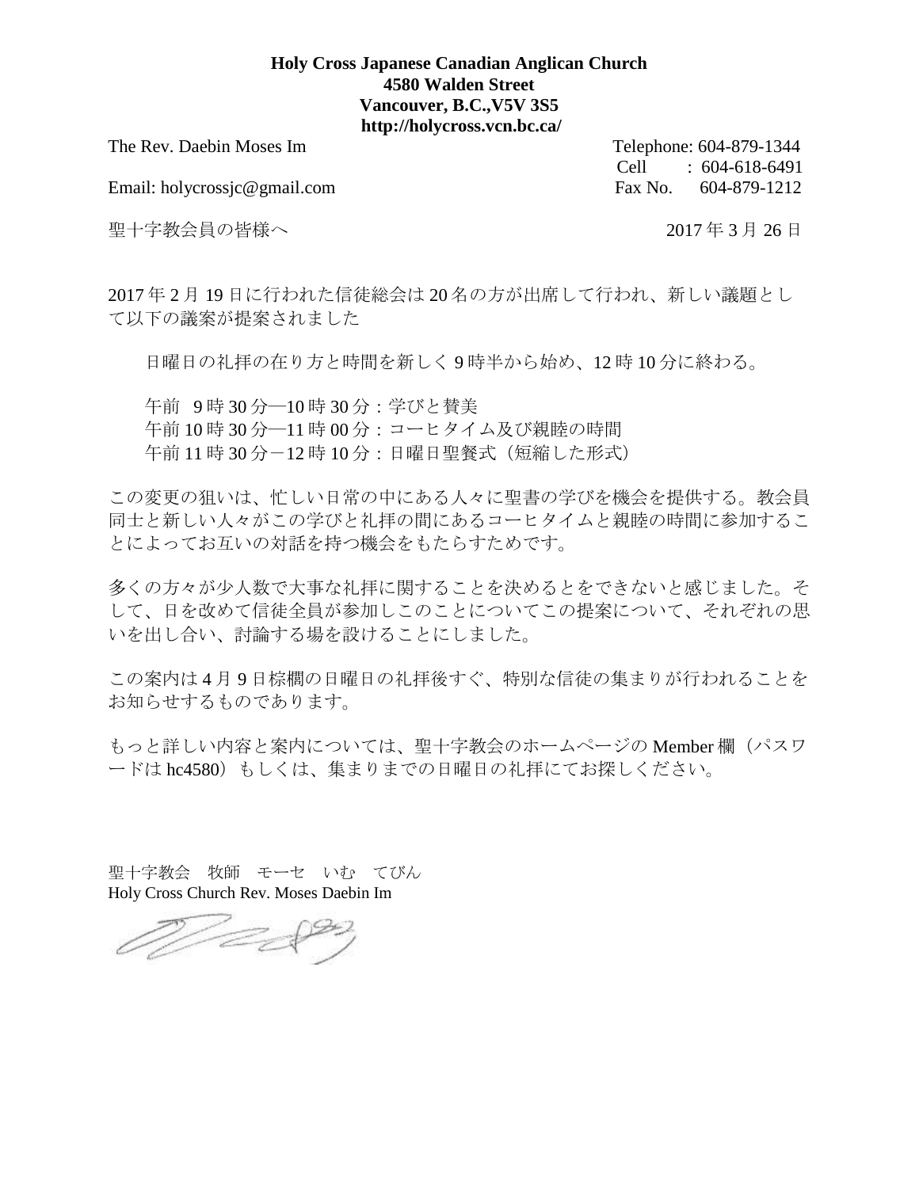**Holy Cross Japanese Canadian Anglican Church**
**4580 Walden Street**
**Vancouver, B.C.,V5V 3S5**
**http://holycross.vcn.bc.ca/**

The Rev. Daebin Moses Im
Telephone: 604-879-1344
Cell : 604-618-6491
Email: holycrossjc@gmail.com
Fax No. 604-879-1212

聖十字教会員の皆様へ

2017 年 3 月 26 日

2017 年 2 月 19 日に行われた信徒総会は 20 名の方が出席して行われ、新しい議題として以下の議案が提案されました

日曜日の礼拝の在り方と時間を新しく 9 時半から始め、12 時 10 分に終わる。

午前 9 時 30 分—10 時 30 分：学びと賛美
午前 10 時 30 分—11 時 00 分：コーヒタイム及び親睦の時間
午前 11 時 30 分－12 時 10 分：日曜日聖餐式（短縮した形式）

この変更の狙いは、忙しい日常の中にある人々に聖書の学びを機会を提供する。教会員同士と新しい人々がこの学びと礼拝の間にあるコーヒタイムと親睦の時間に参加することによってお互いの対話を持つ機会をもたらすためです。

多くの方々が少人数で大事な礼拝に関することを決めるとをできないと感じました。そして、日を改めて信徒全員が参加しこのことについてこの提案について、それぞれの思いを出し合い、討論する場を設けることにしました。

この案内は 4 月 9 日棕櫚の日曜日の礼拝後すぐ、特別な信徒の集まりが行われることをお知らせするものであります。

もっと詳しい内容と案内については、聖十字教会のホームページの Member 欄（パスワードは hc4580）もしくは、集まりまでの日曜日の礼拝にてお探しください。

聖十字教会　牧師　モーセ　いむ　てびん
Holy Cross Church Rev. Moses Daebin Im